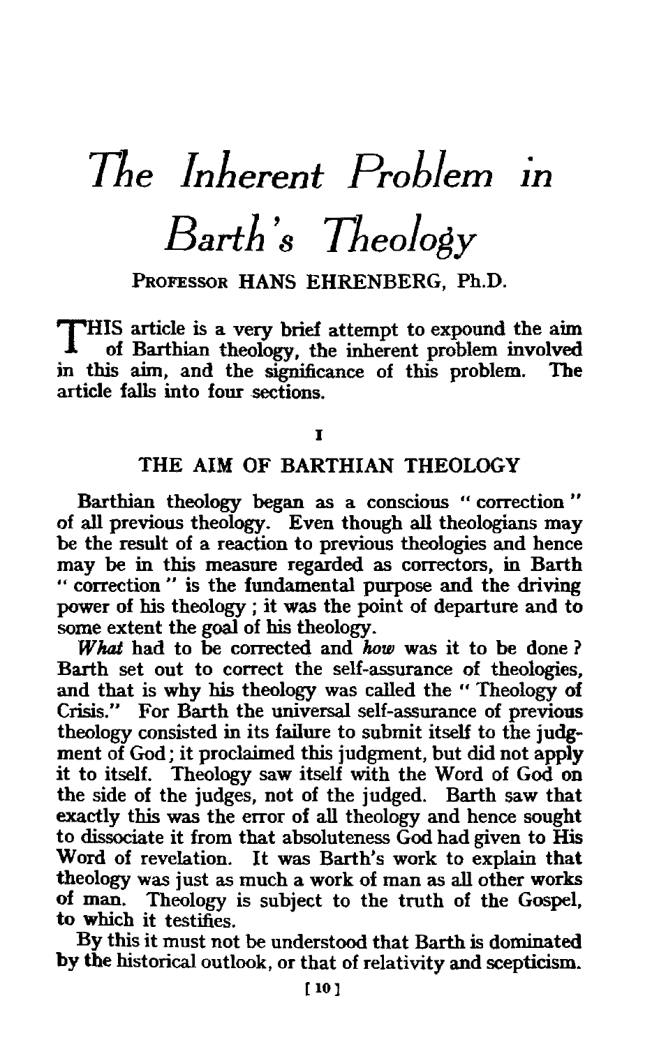# *The Inherent Problem in Barth's Theology*

PROFESSOR HANS EHRENBERG, Ph.D.

THIS article is a very brief attempt to expound the aim of Barthian theology, the inherent problem involved in this aim, and the significance of this problem. The article falls into four sections.

## I

## THE AIM OF BARTHIAN THEOLOGY

Barthian theology began as a conscious " correction " of all previous theology. Even though all theologians may be the result of a reaction to previous theologies and hence may be in this measure regarded as correctors, in Barth " correction " is the fundamental purpose and the driving power of his theology ; it was the point of departure and to some extent the goal of his theology.

*What* had to be corrected and *how* was it to be done ? Barth set out to correct the self-assurance of theologies, and that is why his theology was called the " Theology of Crisis." For Barth the universal self-assurance of previous theology consisted in its failure to submit itself to the judgment of God; it proclaimed this judgment, but did not apply it to itself. Theology saw itself with the Word of God on the side of the judges, not of the judged. Barth saw that exactly this was the error of all theology and hence sought to dissociate it from that absoluteness God had given to His Word of revelation. It was Barth's work to explain that theology was just as much a work of man as all other works of man. Theology is subject to the truth of the Gospel, to which it testifies.

By this it must not be understood that Barth is dominated by the historical outlook, or that of relativity and scepticism.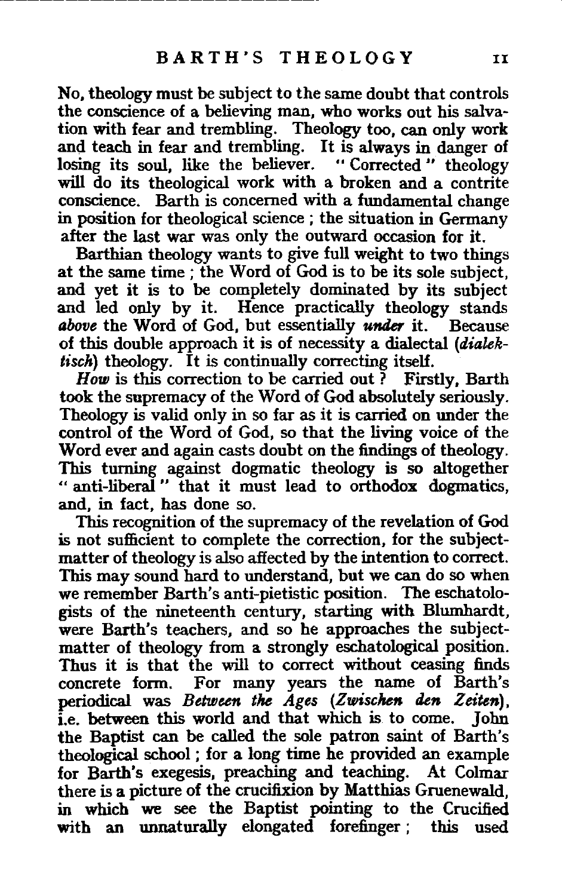No, theology must be subject to the same doubt that controls the conscience of a believing man, who works out his salvation with fear and trembling. Theology too, can only work and teach in fear and trembling. It is always in danger of losing its soul, like the believer. "Corrected" theology will do its theological work with a broken and a contrite conscience. Barth is concerned with a fundamental change in position for theological science; the situation in Germany after the last war was only the outward occasion for it.

Barthian theology wants to give full weight to two things at the same time; the Word of God is to be its sole subject, and yet it is to be completely dominated by its subject and led only by it. Hence practically theology stands *above* the Word of God, but essentially *under* it. Because of this double approach it is of necessity a dialectal (*dialektisch*) theology. It is continually correcting itself.

*How* is this correction to be carried out? Firstly, Barth took the supremacy of the Word of God absolutely seriously. Theology is valid only in so far as it is carried on under the control of the Word of God, so that the living voice of the Word ever and again casts doubt on the findings of theology. This turning against dogmatic theology is so altogether "anti-liberal" that it must lead to orthodox dogmatics, and, in fact, has done so.

This recognition of the supremacy of the revelation of God is not sufficient to complete the correction, for the subject-matter of theology is also affected by the intention to correct. This may sound hard to understand, but we can do so when we remember Barth's anti-pietistic position. The eschatologists of the nineteenth century, starting with Blumhardt, were Barth's teachers, and so he approaches the subject-matter of theology from a strongly eschatological position. Thus it is that the will to correct without ceasing finds concrete form. For many years the name of Barth's periodical was *Between the Ages* (*Zwischen den Zeiten*), i.e. between this world and that which is to come. John the Baptist can be called the sole patron saint of Barth's theological school; for a long time he provided an example for Barth's exegesis, preaching and teaching. At Colmar there is a picture of the crucifixion by Matthias Gruenewald, in which we see the Baptist pointing to the Crucified with an unnaturally elongated forefinger; this used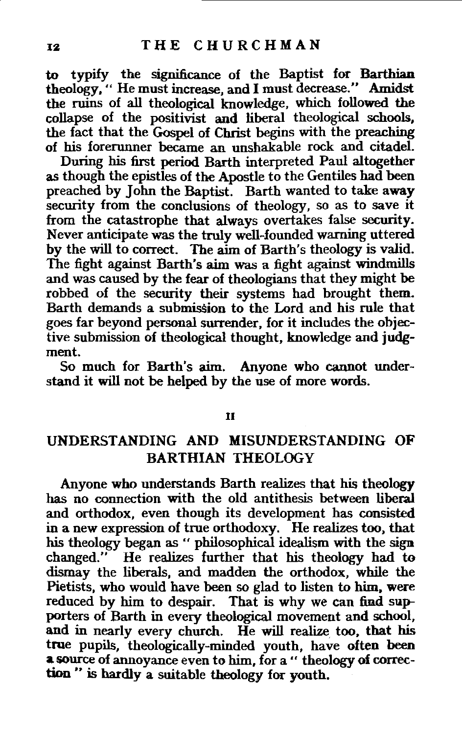to typify the significance of the Baptist for Barthian theology, " He must increase, and I must decrease." Amidst the ruins of all theological knowledge, which followed the collapse of the positivist and liberal theological schools, the fact that the Gospel of Christ begins with the preaching of his forerunner became an unshakable rock and citadel.

During his first period Barth interpreted Paul altogether as though the epistles of the Apostle to the Gentiles had been preached by John the Baptist. Barth wanted to take away security from the conclusions of theology, so as to save it from the catastrophe that always overtakes false security. Never anticipate was the truly well-founded warning uttered by the will to correct. The aim of Barth's theology is valid. The fight against Barth's aim was a fight against windmills and was caused by the fear of theologians that they might be robbed of the security their systems had brought them. Barth demands a submission to the Lord and his rule that goes far beyond personal surrender, for it includes the objective submission of theological thought, knowledge and judgment.

So much for Barth's aim. Anyone who cannot understand it will not be helped by the use of more words.

## II

## UNDERSTANDING AND MISUNDERSTANDING OF BARTHIAN THEOLOGY

Anyone who understands Barth realizes that his theology has no connection with the old antithesis between liberal and orthodox, even though its development has consisted in a new expression of true orthodoxy. He realizes too, that his theology began as " philosophical idealism with the sign changed." He realizes further that his theology had to dismay the liberals, and madden the orthodox, while the Pietists, who would have been so glad to listen to him, were reduced by him to despair. That is why we can find supporters of Barth in every theological movement and school, and in nearly every church. He will realize too, that his true pupils, theologically-minded youth, have often been a source of annoyance even to him, for a " theology of correction " is hardly a suitable theology for youth.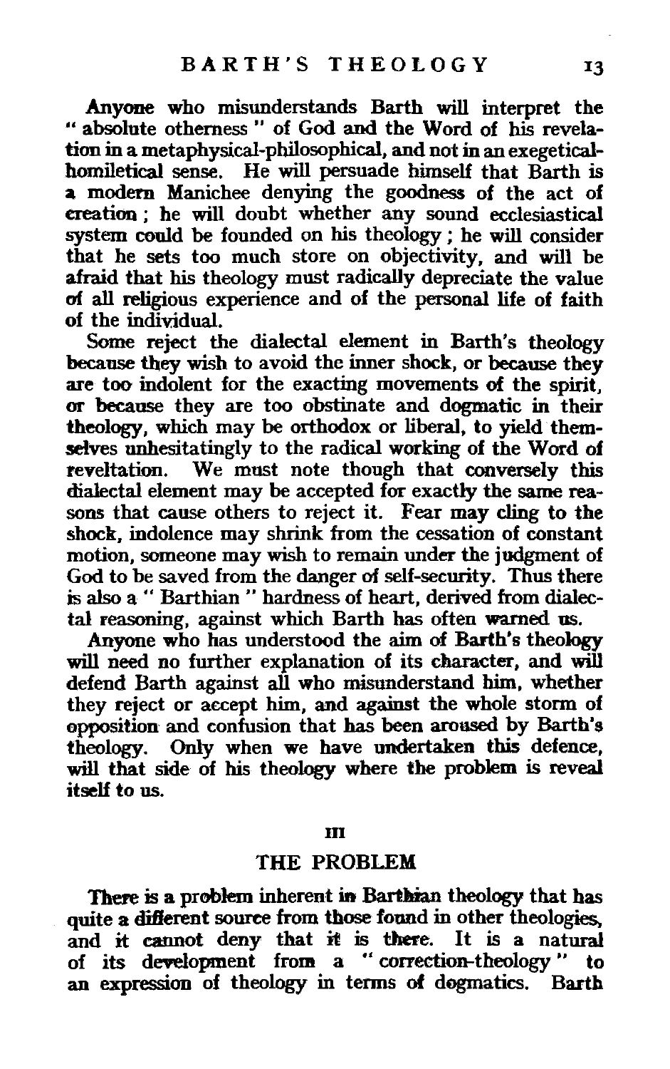Anyone who misunderstands Barth will interpret the " absolute otherness " of God and the Word of his revelation in a metaphysical-philosophical, and not in an exegetical-homiletical sense. He will persuade himself that Barth is a modern Manichee denying the goodness of the act of creation; he will doubt whether any sound ecclesiastical system could be founded on his theology; he will consider that he sets too much store on objectivity, and will be afraid that his theology must radically depreciate the value of all religious experience and of the personal life of faith of the individual.

Some reject the dialectal element in Barth's theology because they wish to avoid the inner shock, or because they are too indolent for the exacting movements of the spirit, or because they are too obstinate and dogmatic in their theology, which may be orthodox or liberal, to yield themselves unhesitatingly to the radical working of the Word of reveltation. We must note though that conversely this dialectal element may be accepted for exactly the same reasons that cause others to reject it. Fear may cling to the shock, indolence may shrink from the cessation of constant motion, someone may wish to remain under the judgment of God to be saved from the danger of self-security. Thus there is also a " Barthian " hardness of heart, derived from dialectal reasoning, against which Barth has often warned us.

Anyone who has understood the aim of Barth's theology will need no further explanation of its character, and will defend Barth against all who misunderstand him, whether they reject or accept him, and against the whole storm of opposition and confusion that has been aroused by Barth's theology. Only when we have undertaken this defence, will that side of his theology where the problem is reveal itself to us.

## III

## THE PROBLEM

There is a problem inherent in Barthian theology that has quite a different source from those found in other theologies, and it cannot deny that it is there. It is a natural of its development from a " correction-theology " to an expression of theology in terms of dogmatics. Barth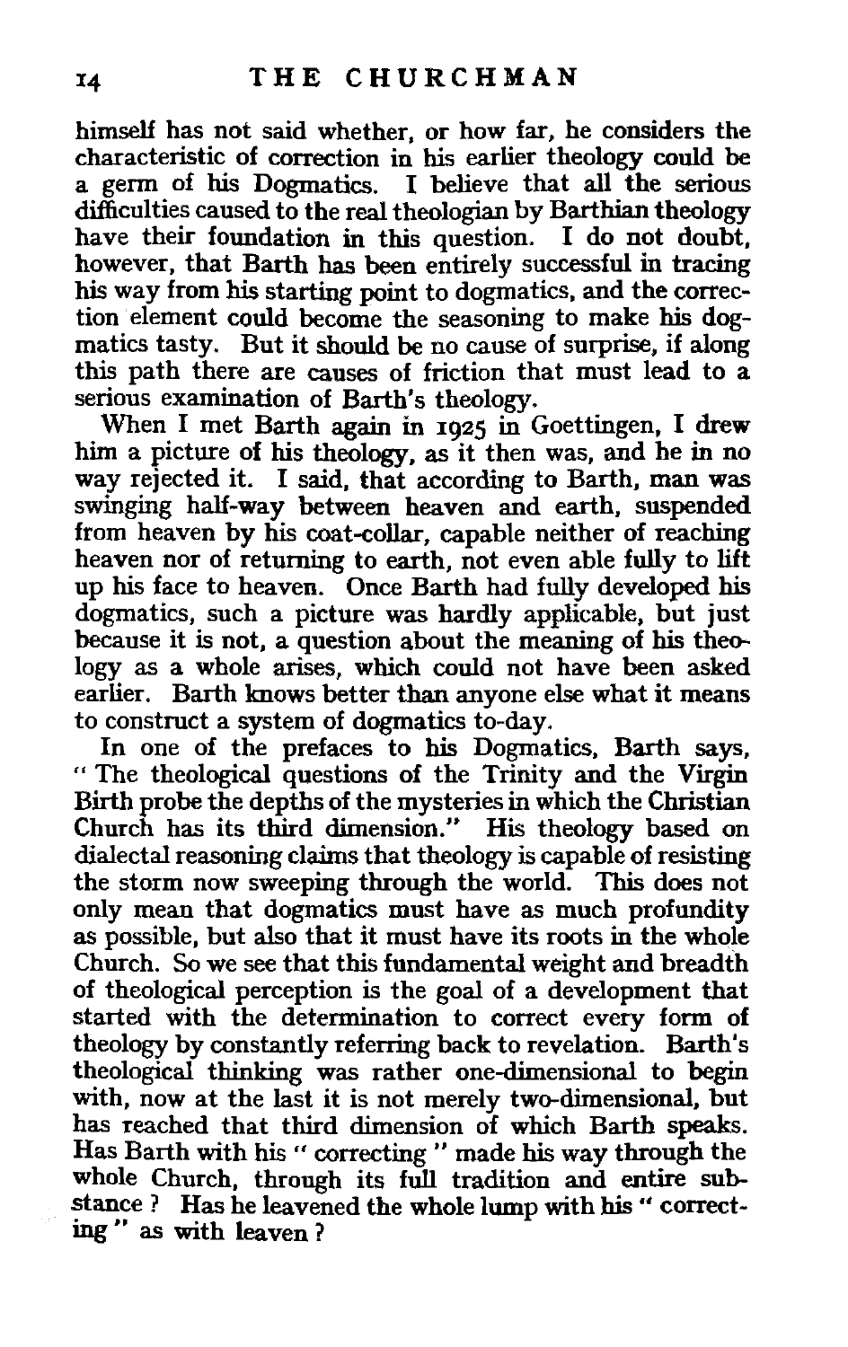himself has not said whether, or how far, he considers the characteristic of correction in his earlier theology could be a germ of his Dogmatics. I believe that all the serious difficulties caused to the real theologian by Barthian theology have their foundation in this question. I do not doubt, however, that Barth has been entirely successful in tracing his way from his starting point to dogmatics, and the correction element could become the seasoning to make his dogmatics tasty. But it should be no cause of surprise, if along this path there are causes of friction that must lead to a serious examination of Barth's theology.

When I met Barth again in 1925 in Goettingen, I drew him a picture of his theology, as it then was, and he in no way rejected it. I said, that according to Barth, man was swinging half-way between heaven and earth, suspended from heaven by his coat-collar, capable neither of reaching heaven nor of returning to earth, not even able fully to lift up his face to heaven. Once Barth had fully developed his dogmatics, such a picture was hardly applicable, but just because it is not, a question about the meaning of his theology as a whole arises, which could not have been asked earlier. Barth knows better than anyone else what it means to construct a system of dogmatics to-day.

In one of the prefaces to his Dogmatics, Barth says, "The theological questions of the Trinity and the Virgin Birth probe the depths of the mysteries in which the Christian Church has its third dimension." His theology based on dialectal reasoning claims that theology is capable of resisting the storm now sweeping through the world. This does not only mean that dogmatics must have as much profundity as possible, but also that it must have its roots in the whole Church. So we see that this fundamental weight and breadth of theological perception is the goal of a development that started with the determination to correct every form of theology by constantly referring back to revelation. Barth's theological thinking was rather one-dimensional to begin with, now at the last it is not merely two-dimensional, but has reached that third dimension of which Barth speaks. Has Barth with his "correcting" made his way through the whole Church, through its full tradition and entire substance? Has he leavened the whole lump with his "correcting" as with leaven?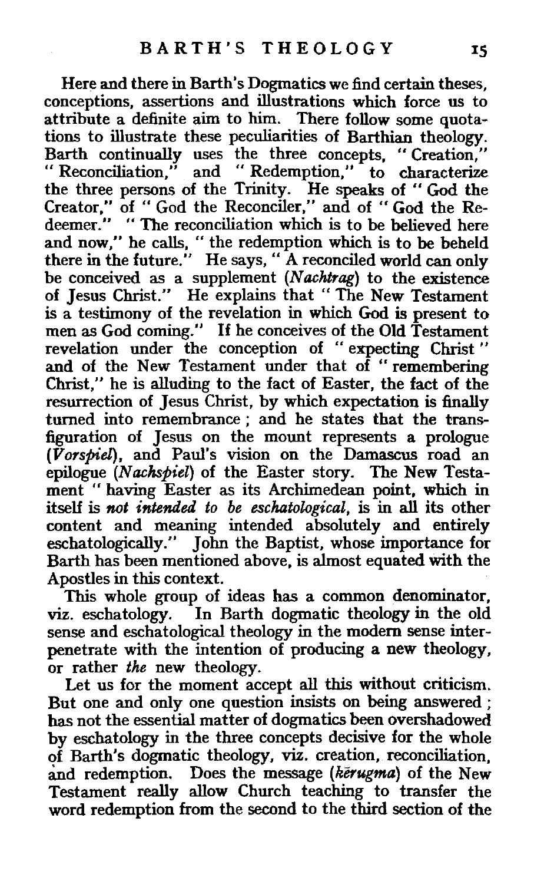Here and there in Barth's Dogmatics we find certain theses, conceptions, assertions and illustrations which force us to attribute a definite aim to him. There follow some quotations to illustrate these peculiarities of Barthian theology. Barth continually uses the three concepts, "Creation," "Reconciliation," and "Redemption," to characterize the three persons of the Trinity. He speaks of "God the Creator," of "God the Reconciler," and of "God the Redeemer." "The reconciliation which is to be believed here and now," he calls, "the redemption which is to be beheld there in the future." He says, "A reconciled world can only be conceived as a supplement (*Nachtrag*) to the existence of Jesus Christ." He explains that "The New Testament is a testimony of the revelation in which God is present to men as God coming." If he conceives of the Old Testament revelation under the conception of "expecting Christ" and of the New Testament under that of "remembering Christ," he is alluding to the fact of Easter, the fact of the resurrection of Jesus Christ, by which expectation is finally turned into remembrance; and he states that the transfiguration of Jesus on the mount represents a prologue (*Vorspiel*), and Paul's vision on the Damascus road an epilogue (*Nachspiel*) of the Easter story. The New Testament "having Easter as its Archimedean point, which in itself is ***not intended to be eschatological***, is in all its other content and meaning intended absolutely and entirely eschatologically." John the Baptist, whose importance for Barth has been mentioned above, is almost equated with the Apostles in this context.

This whole group of ideas has a common denominator, viz. eschatology. In Barth dogmatic theology in the old sense and eschatological theology in the modern sense interpenetrate with the intention of producing a new theology, or rather *the* new theology.

Let us for the moment accept all this without criticism. But one and only one question insists on being answered; has not the essential matter of dogmatics been overshadowed by eschatology in the three concepts decisive for the whole of Barth's dogmatic theology, viz. creation, reconciliation, and redemption. Does the message (*kĕrugma*) of the New Testament really allow Church teaching to transfer the word redemption from the second to the third section of the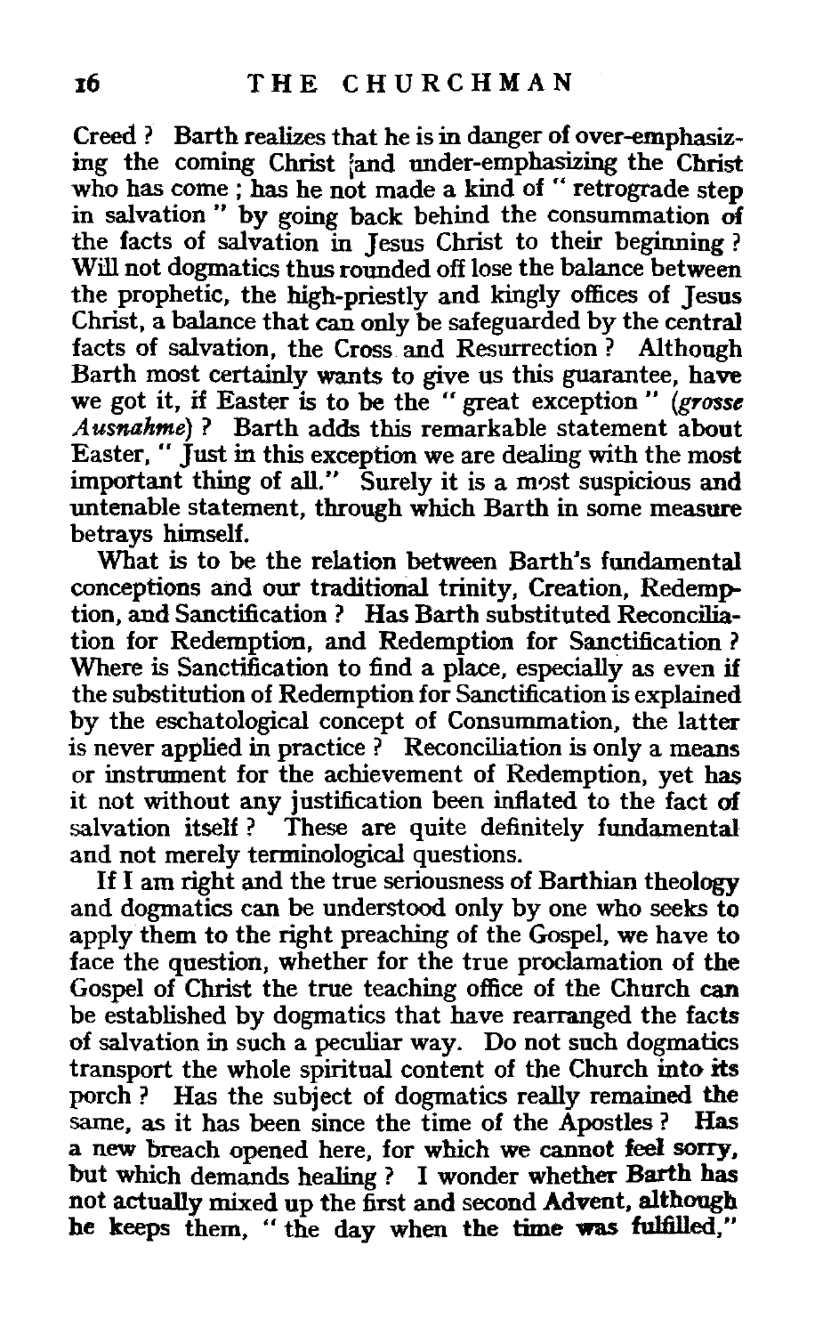Creed? Barth realizes that he is in danger of over-emphasizing the coming Christ and under-emphasizing the Christ who has come; has he not made a kind of " retrograde step in salvation " by going back behind the consummation of the facts of salvation in Jesus Christ to their beginning? Will not dogmatics thus rounded off lose the balance between the prophetic, the high-priestly and kingly offices of Jesus Christ, a balance that can only be safeguarded by the central facts of salvation, the Cross and Resurrection? Although Barth most certainly wants to give us this guarantee, have we got it, if Easter is to be the " great exception " (*grosse Ausnahme*)? Barth adds this remarkable statement about Easter, " Just in this exception we are dealing with the most important thing of all." Surely it is a most suspicious and untenable statement, through which Barth in some measure betrays himself.

What is to be the relation between Barth's fundamental conceptions and our traditional trinity, Creation, Redemption, and Sanctification? Has Barth substituted Reconciliation for Redemption, and Redemption for Sanctification? Where is Sanctification to find a place, especially as even if the substitution of Redemption for Sanctification is explained by the eschatological concept of Consummation, the latter is never applied in practice? Reconciliation is only a means or instrument for the achievement of Redemption, yet has it not without any justification been inflated to the fact of salvation itself? These are quite definitely fundamental and not merely terminological questions.

If I am right and the true seriousness of Barthian theology and dogmatics can be understood only by one who seeks to apply them to the right preaching of the Gospel, we have to face the question, whether for the true proclamation of the Gospel of Christ the true teaching office of the Church can be established by dogmatics that have rearranged the facts of salvation in such a peculiar way. Do not such dogmatics transport the whole spiritual content of the Church into its porch? Has the subject of dogmatics really remained the same, as it has been since the time of the Apostles? Has a new breach opened here, for which we cannot feel sorry, but which demands healing? I wonder whether Barth has not actually mixed up the first and second Advent, although he keeps them, " the day when the time was fulfilled,"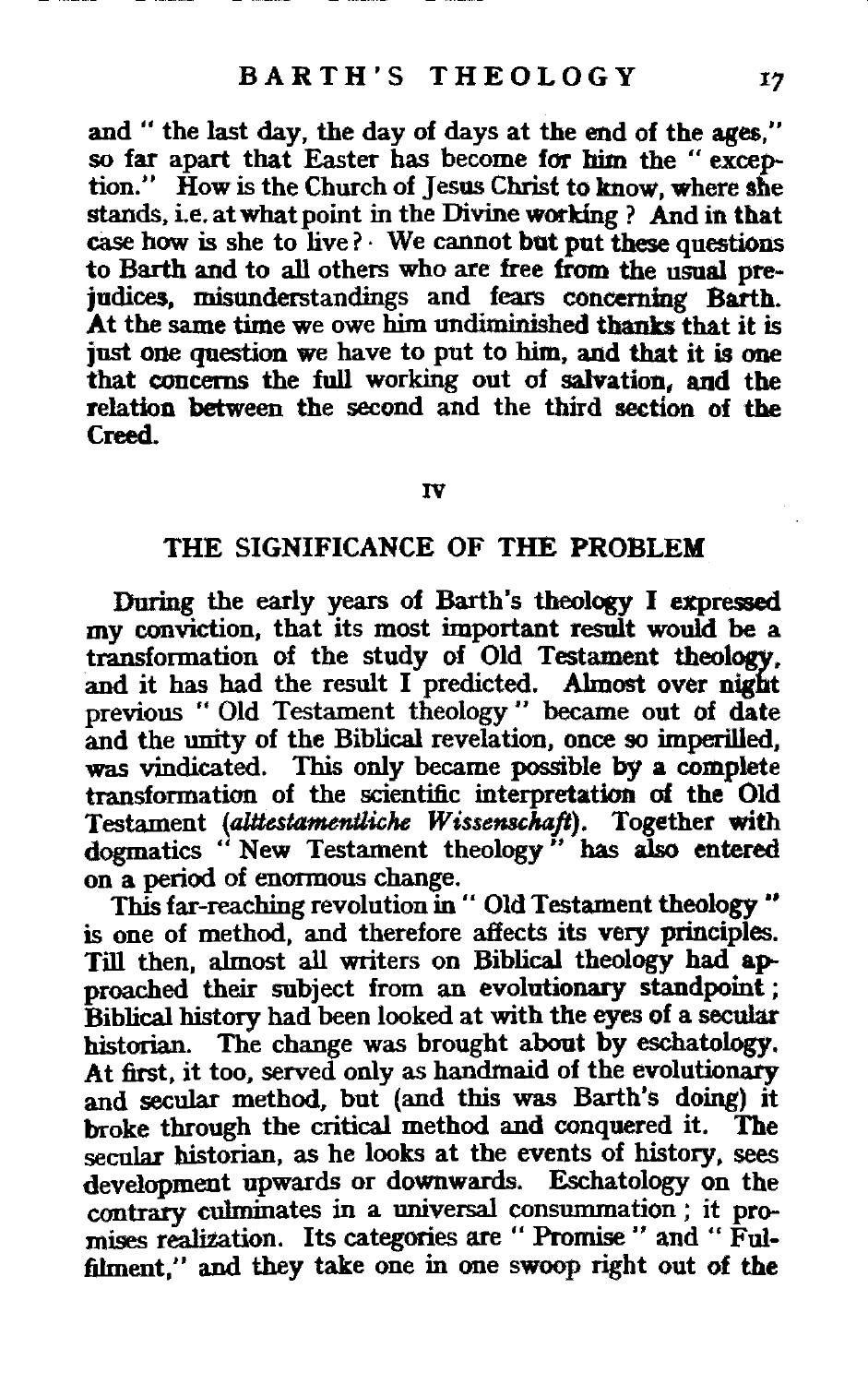and "the last day, the day of days at the end of the ages," so far apart that Easter has become for him the "exception." How is the Church of Jesus Christ to know, where she stands, i.e. at what point in the Divine working? And in that case how is she to live? We cannot but put these questions to Barth and to all others who are free from the usual prejudices, misunderstandings and fears concerning Barth. At the same time we owe him undiminished thanks that it is just one question we have to put to him, and that it is one that concerns the full working out of salvation, and the relation between the second and the third section of the Creed.

## IV

## THE SIGNIFICANCE OF THE PROBLEM

During the early years of Barth's theology I expressed my conviction, that its most important result would be a transformation of the study of Old Testament theology, and it has had the result I predicted. Almost over night previous "Old Testament theology" became out of date and the unity of the Biblical revelation, once so imperilled, was vindicated. This only became possible by a complete transformation of the scientific interpretation of the Old Testament (*alttestamentliche Wissenschaft*). Together with dogmatics "New Testament theology" has also entered on a period of enormous change.

This far-reaching revolution in "Old Testament theology" is one of method, and therefore affects its very principles. Till then, almost all writers on Biblical theology had approached their subject from an evolutionary standpoint; Biblical history had been looked at with the eyes of a secular historian. The change was brought about by eschatology. At first, it too, served only as handmaid of the evolutionary and secular method, but (and this was Barth's doing) it broke through the critical method and conquered it. The secular historian, as he looks at the events of history, sees development upwards or downwards. Eschatology on the contrary culminates in a universal consummation; it promises realization. Its categories are "Promise" and "Fulfilment," and they take one in one swoop right out of the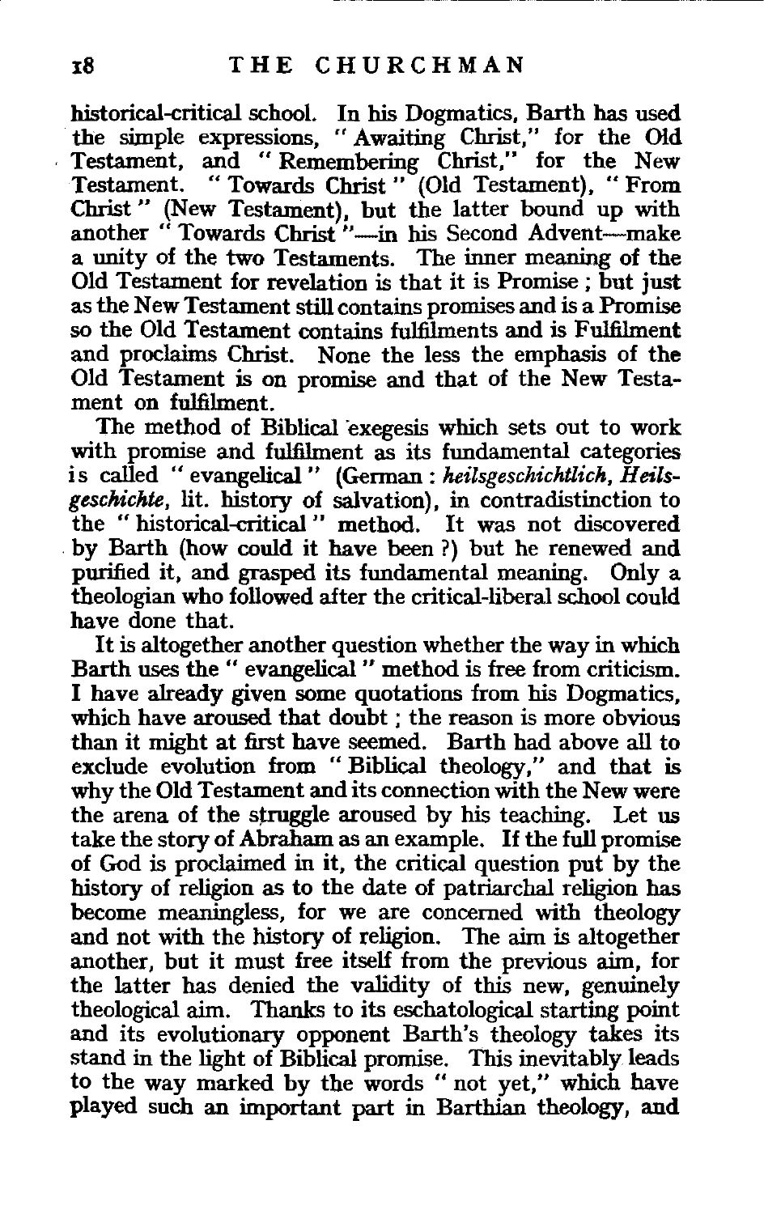historical-critical school. In his Dogmatics, Barth has used the simple expressions, "Awaiting Christ," for the Old Testament, and "Remembering Christ," for the New Testament. "Towards Christ" (Old Testament), "From Christ" (New Testament), but the latter bound up with another "Towards Christ"—in his Second Advent—make a unity of the two Testaments. The inner meaning of the Old Testament for revelation is that it is Promise; but just as the New Testament still contains promises and is a Promise so the Old Testament contains fulfilments and is Fulfilment and proclaims Christ. None the less the emphasis of the Old Testament is on promise and that of the New Testament on fulfilment.

The method of Biblical exegesis which sets out to work with promise and fulfilment as its fundamental categories is called "evangelical" (German: *heilsgeschichtlich, Heilsgeschichte*, lit. history of salvation), in contradistinction to the "historical-critical" method. It was not discovered by Barth (how could it have been?) but he renewed and purified it, and grasped its fundamental meaning. Only a theologian who followed after the critical-liberal school could have done that.

It is altogether another question whether the way in which Barth uses the "evangelical" method is free from criticism. I have already given some quotations from his Dogmatics, which have aroused that doubt; the reason is more obvious than it might at first have seemed. Barth had above all to exclude evolution from "Biblical theology," and that is why the Old Testament and its connection with the New were the arena of the struggle aroused by his teaching. Let us take the story of Abraham as an example. If the full promise of God is proclaimed in it, the critical question put by the history of religion as to the date of patriarchal religion has become meaningless, for we are concerned with theology and not with the history of religion. The aim is altogether another, but it must free itself from the previous aim, for the latter has denied the validity of this new, genuinely theological aim. Thanks to its eschatological starting point and its evolutionary opponent Barth's theology takes its stand in the light of Biblical promise. This inevitably leads to the way marked by the words "not yet," which have played such an important part in Barthian theology, and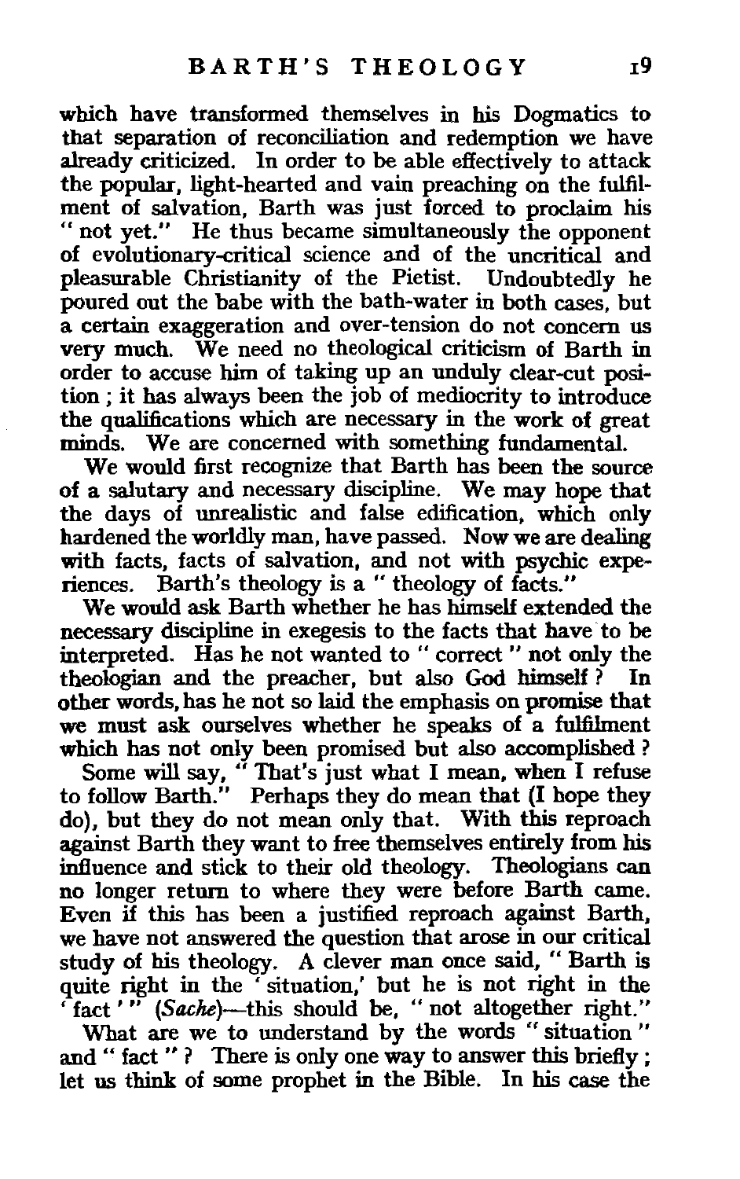which have transformed themselves in his Dogmatics to that separation of reconciliation and redemption we have already criticized. In order to be able effectively to attack the popular, light-hearted and vain preaching on the fulfilment of salvation, Barth was just forced to proclaim his "not yet." He thus became simultaneously the opponent of evolutionary-critical science and of the uncritical and pleasurable Christianity of the Pietist. Undoubtedly he poured out the babe with the bath-water in both cases, but a certain exaggeration and over-tension do not concern us very much. We need no theological criticism of Barth in order to accuse him of taking up an unduly clear-cut position; it has always been the job of mediocrity to introduce the qualifications which are necessary in the work of great minds. We are concerned with something fundamental.

We would first recognize that Barth has been the source of a salutary and necessary discipline. We may hope that the days of unrealistic and false edification, which only hardened the worldly man, have passed. Now we are dealing with facts, facts of salvation, and not with psychic experiences. Barth's theology is a "theology of facts."

We would ask Barth whether he has himself extended the necessary discipline in exegesis to the facts that have to be interpreted. Has he not wanted to "correct" not only the theologian and the preacher, but also God himself? In other words, has he not so laid the emphasis on promise that we must ask ourselves whether he speaks of a fulfilment which has not only been promised but also accomplished?

Some will say, "That's just what I mean, when I refuse to follow Barth." Perhaps they do mean that (I hope they do), but they do not mean only that. With this reproach against Barth they want to free themselves entirely from his influence and stick to their old theology. Theologians can no longer return to where they were before Barth came. Even if this has been a justified reproach against Barth, we have not answered the question that arose in our critical study of his theology. A clever man once said, "Barth is quite right in the 'situation,' but he is not right in the 'fact'" (*Sache*)—this should be, "not altogether right."

What are we to understand by the words "situation" and "fact"? There is only one way to answer this briefly; let us think of some prophet in the Bible. In his case the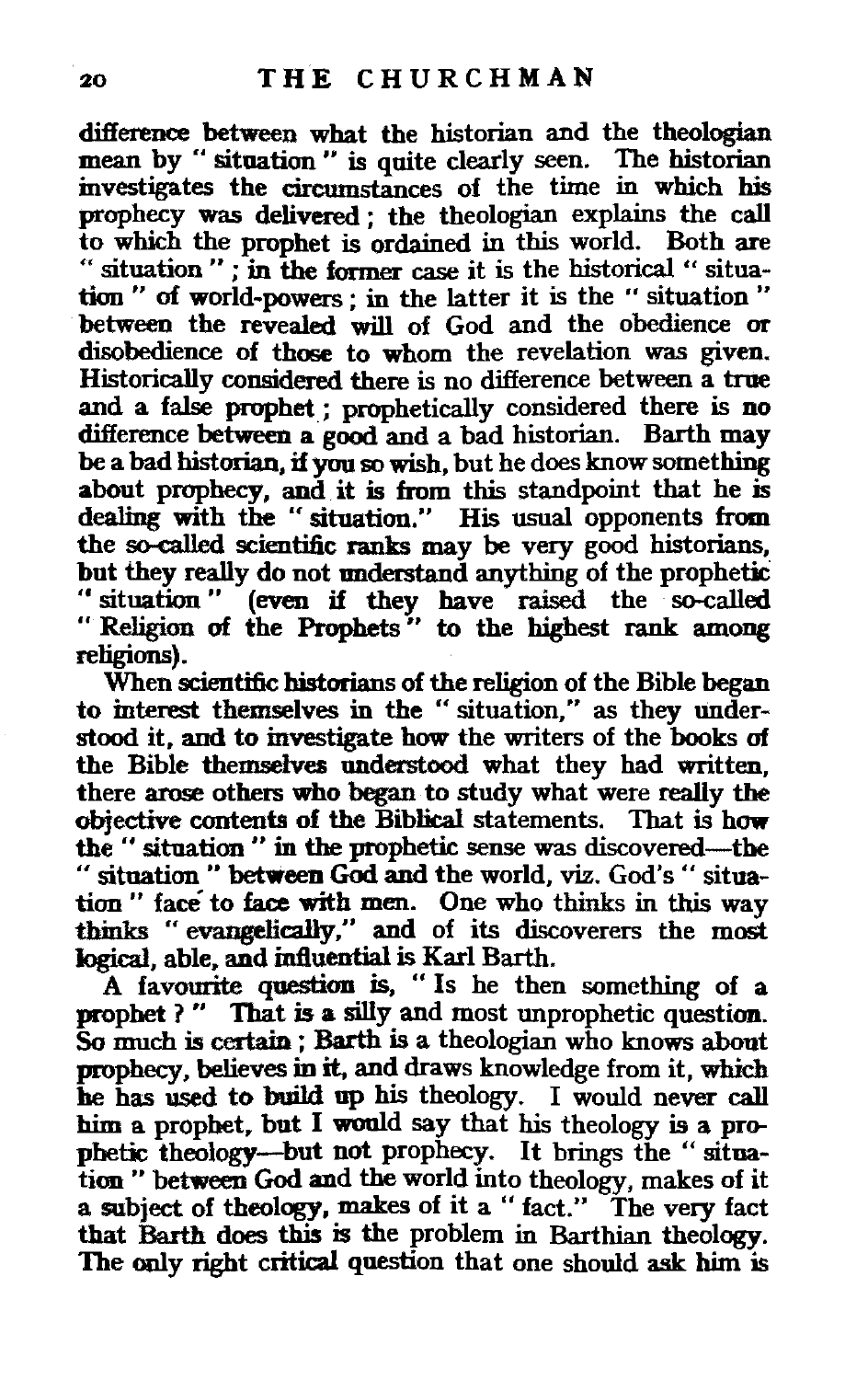difference between what the historian and the theologian mean by " situation " is quite clearly seen. The historian investigates the circumstances of the time in which his prophecy was delivered; the theologian explains the call to which the prophet is ordained in this world. Both are " situation " ; in the former case it is the historical " situation " of world-powers ; in the latter it is the " situation " between the revealed will of God and the obedience or disobedience of those to whom the revelation was given. Historically considered there is no difference between a true and a false prophet ; prophetically considered there is no difference between a good and a bad historian. Barth may be a bad historian, if you so wish, but he does know something about prophecy, and it is from this standpoint that he is dealing with the " situation." His usual opponents from the so-called scientific ranks may be very good historians, but they really do not understand anything of the prophetic " situation " (even if they have raised the so-called " Religion of the Prophets " to the highest rank among religions).

When scientific historians of the religion of the Bible began to interest themselves in the " situation," as they understood it, and to investigate how the writers of the books of the Bible themselves understood what they had written, there arose others who began to study what were really the objective contents of the Biblical statements. That is how the " situation " in the prophetic sense was discovered—the " situation " between God and the world, viz. God's " situation " face to face with men. One who thinks in this way thinks " evangelically," and of its discoverers the most logical, able, and influential is Karl Barth.

A favourite question is, " Is he then something of a prophet ? " That is a silly and most unprophetic question. So much is certain ; Barth is a theologian who knows about prophecy, believes in it, and draws knowledge from it, which he has used to build up his theology. I would never call him a prophet, but I would say that his theology is a prophetic theology—but not prophecy. It brings the " situation " between God and the world into theology, makes of it a subject of theology, makes of it a " fact." The very fact that Barth does this is the problem in Barthian theology. The only right critical question that one should ask him is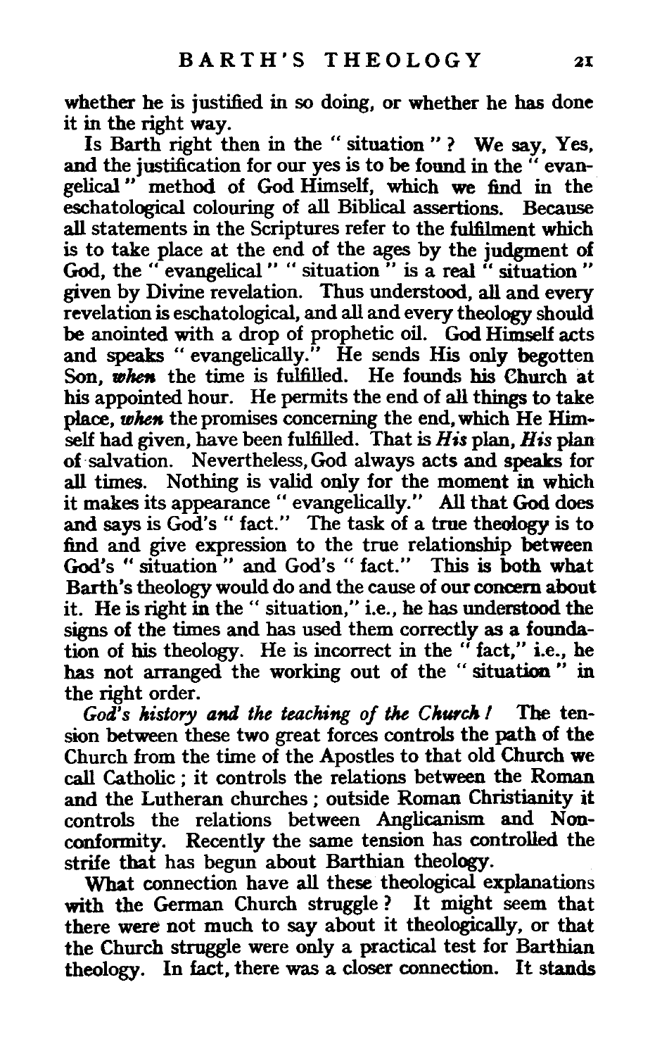whether he is justified in so doing, or whether he has done it in the right way.

Is Barth right then in the " situation " ? We say, Yes, and the justification for our yes is to be found in the " evangelical " method of God Himself, which we find in the eschatological colouring of all Biblical assertions. Because all statements in the Scriptures refer to the fulfilment which is to take place at the end of the ages by the judgment of God, the " evangelical " " situation " is a real " situation " given by Divine revelation. Thus understood, all and every revelation is eschatological, and all and every theology should be anointed with a drop of prophetic oil. God Himself acts and speaks " evangelically." He sends His only begotten Son, *when* the time is fulfilled. He founds his Church at his appointed hour. He permits the end of all things to take place, *when* the promises concerning the end, which He Himself had given, have been fulfilled. That is *His* plan, *His* plan of salvation. Nevertheless, God always acts and speaks for all times. Nothing is valid only for the moment in which it makes its appearance " evangelically." All that God does and says is God's " fact." The task of a true theology is to find and give expression to the true relationship between God's " situation " and God's " fact." This is both what Barth's theology would do and the cause of our concern about it. He is right in the " situation," i.e., he has understood the signs of the times and has used them correctly as a foundation of his theology. He is incorrect in the " fact," i.e., he has not arranged the working out of the " situation " in the right order.

*God's history and the teaching of the Church!* The tension between these two great forces controls the path of the Church from the time of the Apostles to that old Church we call Catholic ; it controls the relations between the Roman and the Lutheran churches ; outside Roman Christianity it controls the relations between Anglicanism and Nonconformity. Recently the same tension has controlled the strife that has begun about Barthian theology.

What connection have all these theological explanations with the German Church struggle ? It might seem that there were not much to say about it theologically, or that the Church struggle were only a practical test for Barthian theology. In fact, there was a closer connection. It stands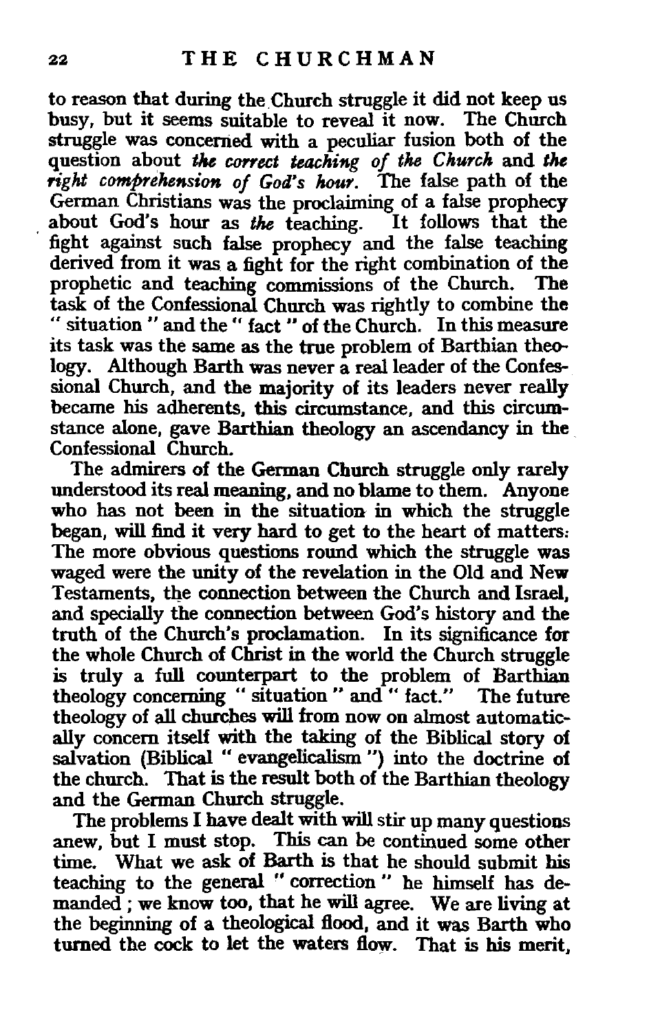to reason that during the Church struggle it did not keep us busy, but it seems suitable to reveal it now. The Church struggle was concerned with a peculiar fusion both of the question about *the correct teaching of the Church* and *the right comprehension of God's hour*. The false path of the German Christians was the proclaiming of a false prophecy about God's hour as *the* teaching. It follows that the fight against such false prophecy and the false teaching derived from it was a fight for the right combination of the prophetic and teaching commissions of the Church. The task of the Confessional Church was rightly to combine the "situation" and the "fact" of the Church. In this measure its task was the same as the true problem of Barthian theology. Although Barth was never a real leader of the Confessional Church, and the majority of its leaders never really became his adherents, this circumstance, and this circumstance alone, gave Barthian theology an ascendancy in the Confessional Church.

The admirers of the German Church struggle only rarely understood its real meaning, and no blame to them. Anyone who has not been in the situation in which the struggle began, will find it very hard to get to the heart of matters. The more obvious questions round which the struggle was waged were the unity of the revelation in the Old and New Testaments, the connection between the Church and Israel, and specially the connection between God's history and the truth of the Church's proclamation. In its significance for the whole Church of Christ in the world the Church struggle is truly a full counterpart to the problem of Barthian theology concerning "situation" and "fact." The future theology of all churches will from now on almost automatically concern itself with the taking of the Biblical story of salvation (Biblical "evangelicalism") into the doctrine of the church. That is the result both of the Barthian theology and the German Church struggle.

The problems I have dealt with will stir up many questions anew, but I must stop. This can be continued some other time. What we ask of Barth is that he should submit his teaching to the general "correction" he himself has demanded; we know too, that he will agree. We are living at the beginning of a theological flood, and it was Barth who turned the cock to let the waters flow. That is his merit,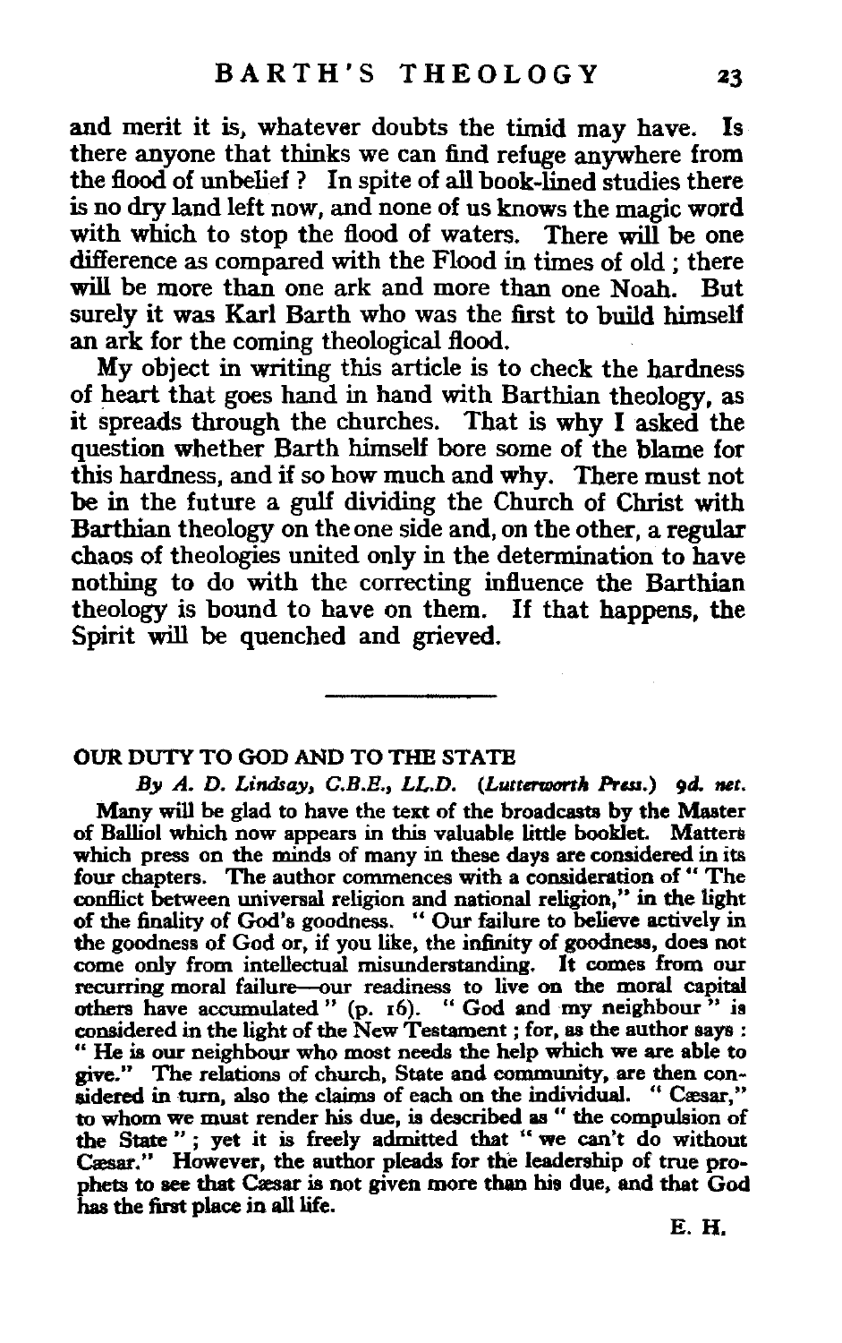and merit it is, whatever doubts the timid may have. Is there anyone that thinks we can find refuge anywhere from the flood of unbelief? In spite of all book-lined studies there is no dry land left now, and none of us knows the magic word with which to stop the flood of waters. There will be one difference as compared with the Flood in times of old; there will be more than one ark and more than one Noah. But surely it was Karl Barth who was the first to build himself an ark for the coming theological flood.

My object in writing this article is to check the hardness of heart that goes hand in hand with Barthian theology, as it spreads through the churches. That is why I asked the question whether Barth himself bore some of the blame for this hardness, and if so how much and why. There must not be in the future a gulf dividing the Church of Christ with Barthian theology on the one side and, on the other, a regular chaos of theologies united only in the determination to have nothing to do with the correcting influence the Barthian theology is bound to have on them. If that happens, the Spirit will be quenched and grieved.

---

## OUR DUTY TO GOD AND TO THE STATE

*By A. D. Lindsay, C.B.E., LL.D.* (*Lutterworth Press.*) *9d. net.*

Many will be glad to have the text of the broadcasts by the Master of Balliol which now appears in this valuable little booklet. Matters which press on the minds of many in these days are considered in its four chapters. The author commences with a consideration of "The conflict between universal religion and national religion," in the light of the finality of God's goodness. "Our failure to believe actively in the goodness of God or, if you like, the infinity of goodness, does not come only from intellectual misunderstanding. It comes from our recurring moral failure—our readiness to live on the moral capital others have accumulated" (p. 16). "God and my neighbour" is considered in the light of the New Testament; for, as the author says: "He is our neighbour who most needs the help which we are able to give." The relations of church, State and community, are then considered in turn, also the claims of each on the individual. "Cæsar," to whom we must render his due, is described as "the compulsion of the State"; yet it is freely admitted that "we can't do without Cæsar." However, the author pleads for the leadership of true prophets to see that Cæsar is not given more than his due, and that God has the first place in all life.

E. H.